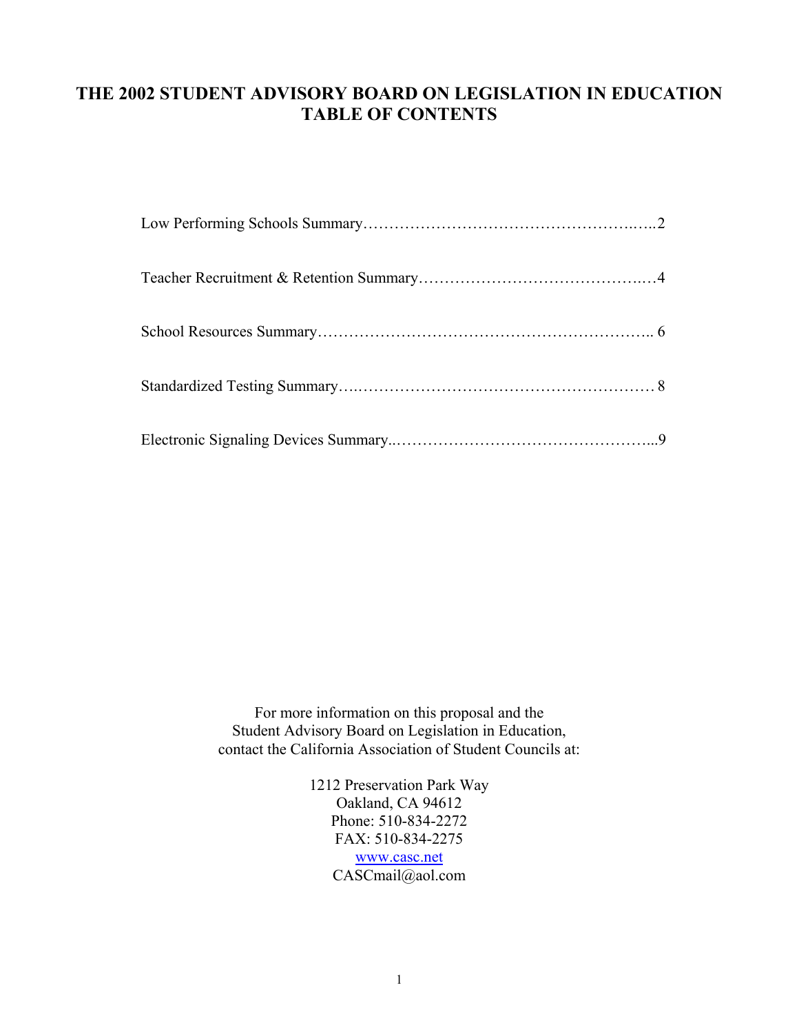# THE 2002 STUDENT ADVISORY BOARD ON LEGISLATION IN EDUCATION
# TABLE OF CONTENTS

Low Performing Schools Summary……………………………………………..…..2

Teacher Recruitment & Retention Summary…………………………………….…4

School Resources Summary…………………………………………………….. 6

Standardized Testing Summary…..………………………………………………… 8

Electronic Signaling Devices Summary..…………………………………………...9

For more information on this proposal and the
Student Advisory Board on Legislation in Education,
contact the California Association of Student Councils at:

1212 Preservation Park Way
Oakland, CA 94612
Phone: 510-834-2272
FAX: 510-834-2275
www.casc.net
CASCmail@aol.com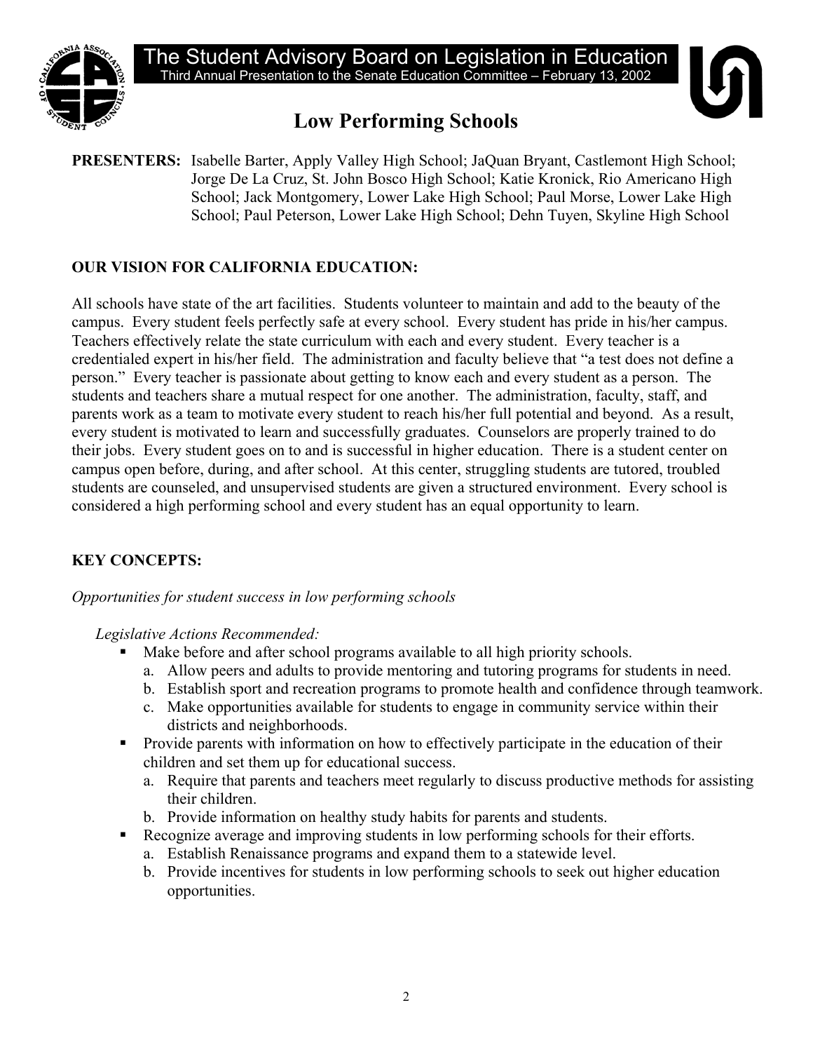# The Student Advisory Board on Legislation in Education

Third Annual Presentation to the Senate Education Committee – February 13, 2002

## Low Performing Schools

**PRESENTERS:** Isabelle Barter, Apply Valley High School; JaQuan Bryant, Castlemont High School; Jorge De La Cruz, St. John Bosco High School; Katie Kronick, Rio Americano High School; Jack Montgomery, Lower Lake High School; Paul Morse, Lower Lake High School; Paul Peterson, Lower Lake High School; Dehn Tuyen, Skyline High School

### OUR VISION FOR CALIFORNIA EDUCATION:

All schools have state of the art facilities. Students volunteer to maintain and add to the beauty of the campus. Every student feels perfectly safe at every school. Every student has pride in his/her campus. Teachers effectively relate the state curriculum with each and every student. Every teacher is a credentialed expert in his/her field. The administration and faculty believe that "a test does not define a person." Every teacher is passionate about getting to know each and every student as a person. The students and teachers share a mutual respect for one another. The administration, faculty, staff, and parents work as a team to motivate every student to reach his/her full potential and beyond. As a result, every student is motivated to learn and successfully graduates. Counselors are properly trained to do their jobs. Every student goes on to and is successful in higher education. There is a student center on campus open before, during, and after school. At this center, struggling students are tutored, troubled students are counseled, and unsupervised students are given a structured environment. Every school is considered a high performing school and every student has an equal opportunity to learn.

### KEY CONCEPTS:

*Opportunities for student success in low performing schools*

*Legislative Actions Recommended:*

- Make before and after school programs available to all high priority schools.
  a. Allow peers and adults to provide mentoring and tutoring programs for students in need.
  b. Establish sport and recreation programs to promote health and confidence through teamwork.
  c. Make opportunities available for students to engage in community service within their districts and neighborhoods.
- Provide parents with information on how to effectively participate in the education of their children and set them up for educational success.
  a. Require that parents and teachers meet regularly to discuss productive methods for assisting their children.
  b. Provide information on healthy study habits for parents and students.
- Recognize average and improving students in low performing schools for their efforts.
  a. Establish Renaissance programs and expand them to a statewide level.
  b. Provide incentives for students in low performing schools to seek out higher education opportunities.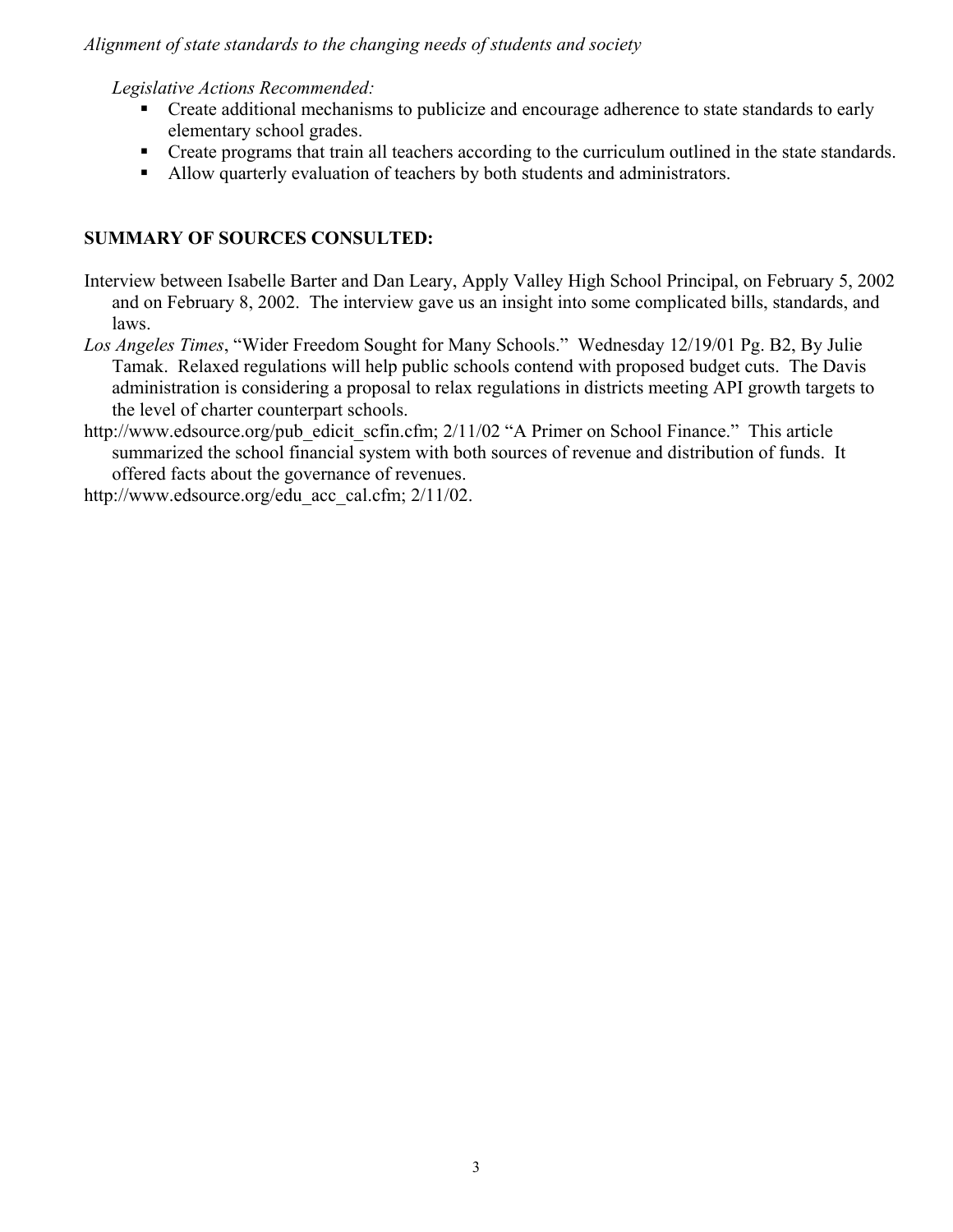*Alignment of state standards to the changing needs of students and society*

*Legislative Actions Recommended:*

- Create additional mechanisms to publicize and encourage adherence to state standards to early elementary school grades.
- Create programs that train all teachers according to the curriculum outlined in the state standards.
- Allow quarterly evaluation of teachers by both students and administrators.

## SUMMARY OF SOURCES CONSULTED:

Interview between Isabelle Barter and Dan Leary, Apply Valley High School Principal, on February 5, 2002 and on February 8, 2002. The interview gave us an insight into some complicated bills, standards, and laws.

*Los Angeles Times*, "Wider Freedom Sought for Many Schools." Wednesday 12/19/01 Pg. B2, By Julie Tamak. Relaxed regulations will help public schools contend with proposed budget cuts. The Davis administration is considering a proposal to relax regulations in districts meeting API growth targets to the level of charter counterpart schools.

http://www.edsource.org/pub_edicit_scfin.cfm; 2/11/02 "A Primer on School Finance." This article summarized the school financial system with both sources of revenue and distribution of funds. It offered facts about the governance of revenues.

http://www.edsource.org/edu_acc_cal.cfm; 2/11/02.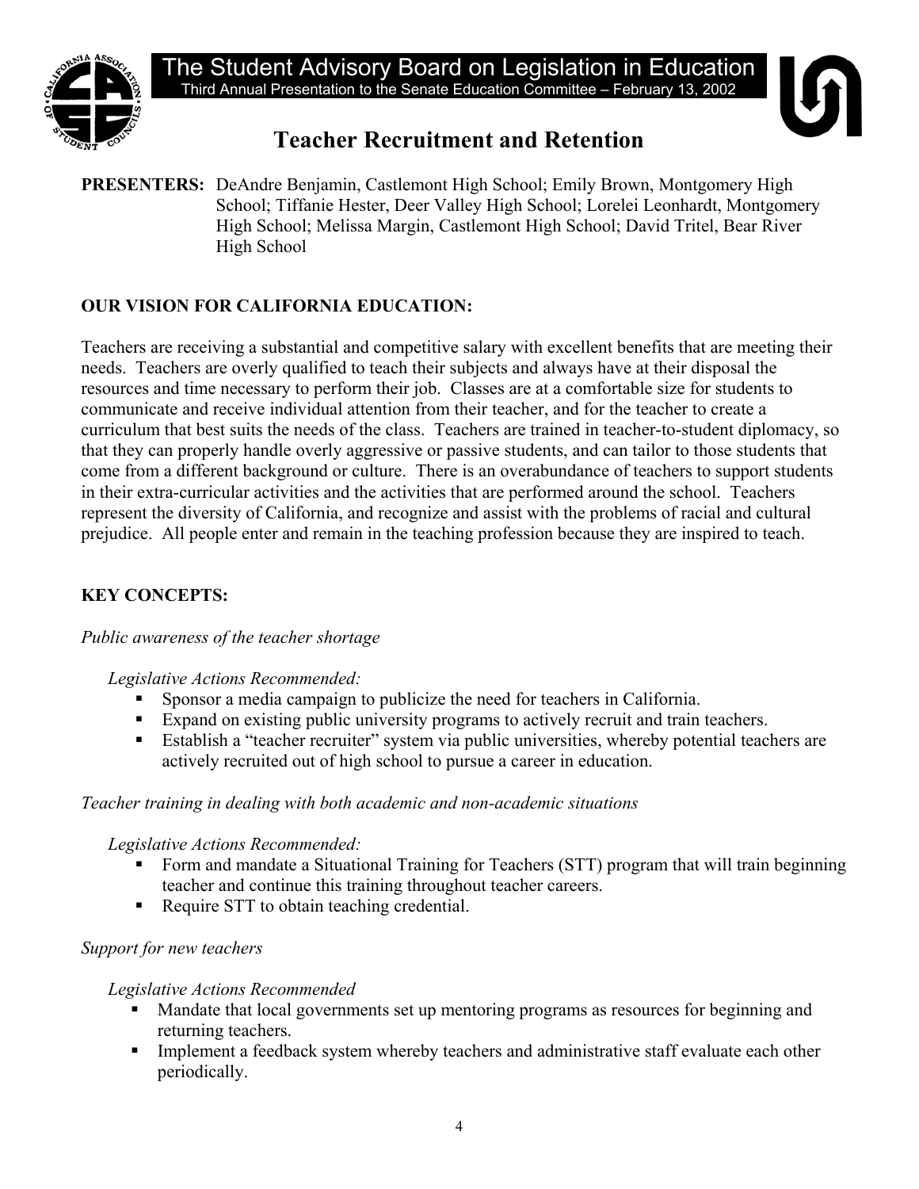# The Student Advisory Board on Legislation in Education

Third Annual Presentation to the Senate Education Committee – February 13, 2002

## Teacher Recruitment and Retention

**PRESENTERS:** DeAndre Benjamin, Castlemont High School; Emily Brown, Montgomery High School; Tiffanie Hester, Deer Valley High School; Lorelei Leonhardt, Montgomery High School; Melissa Margin, Castlemont High School; David Tritel, Bear River High School

**OUR VISION FOR CALIFORNIA EDUCATION:**

Teachers are receiving a substantial and competitive salary with excellent benefits that are meeting their needs. Teachers are overly qualified to teach their subjects and always have at their disposal the resources and time necessary to perform their job. Classes are at a comfortable size for students to communicate and receive individual attention from their teacher, and for the teacher to create a curriculum that best suits the needs of the class. Teachers are trained in teacher-to-student diplomacy, so that they can properly handle overly aggressive or passive students, and can tailor to those students that come from a different background or culture. There is an overabundance of teachers to support students in their extra-curricular activities and the activities that are performed around the school. Teachers represent the diversity of California, and recognize and assist with the problems of racial and cultural prejudice. All people enter and remain in the teaching profession because they are inspired to teach.

**KEY CONCEPTS:**

*Public awareness of the teacher shortage*

*Legislative Actions Recommended:*

- Sponsor a media campaign to publicize the need for teachers in California.
- Expand on existing public university programs to actively recruit and train teachers.
- Establish a "teacher recruiter" system via public universities, whereby potential teachers are actively recruited out of high school to pursue a career in education.

*Teacher training in dealing with both academic and non-academic situations*

*Legislative Actions Recommended:*

- Form and mandate a Situational Training for Teachers (STT) program that will train beginning teacher and continue this training throughout teacher careers.
- Require STT to obtain teaching credential.

*Support for new teachers*

*Legislative Actions Recommended*

- Mandate that local governments set up mentoring programs as resources for beginning and returning teachers.
- Implement a feedback system whereby teachers and administrative staff evaluate each other periodically.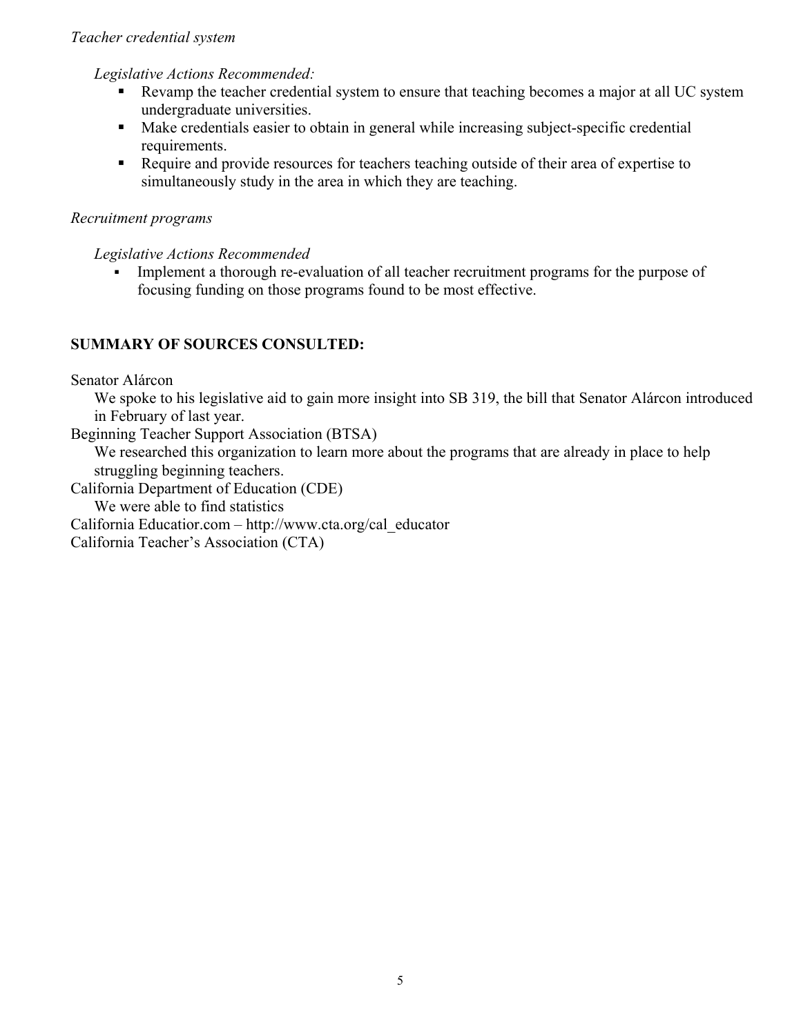*Teacher credential system*

*Legislative Actions Recommended:*

- Revamp the teacher credential system to ensure that teaching becomes a major at all UC system undergraduate universities.
- Make credentials easier to obtain in general while increasing subject-specific credential requirements.
- Require and provide resources for teachers teaching outside of their area of expertise to simultaneously study in the area in which they are teaching.

*Recruitment programs*

*Legislative Actions Recommended*

- Implement a thorough re-evaluation of all teacher recruitment programs for the purpose of focusing funding on those programs found to be most effective.

**SUMMARY OF SOURCES CONSULTED:**

Senator Alárcon

We spoke to his legislative aid to gain more insight into SB 319, the bill that Senator Alárcon introduced in February of last year.

Beginning Teacher Support Association (BTSA)

We researched this organization to learn more about the programs that are already in place to help struggling beginning teachers.

California Department of Education (CDE)

We were able to find statistics

California Educatior.com – http://www.cta.org/cal_educator

California Teacher's Association (CTA)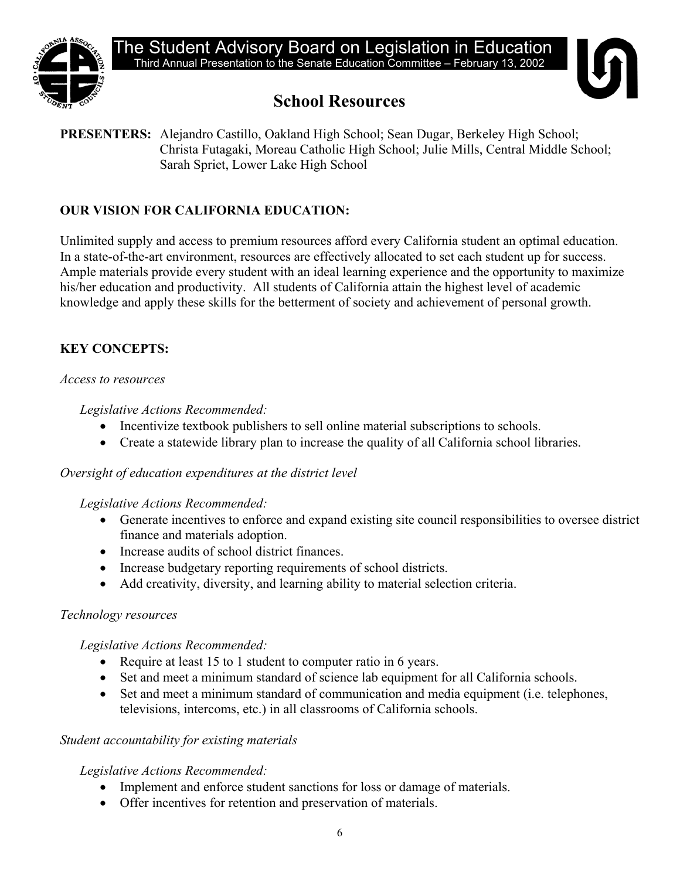# The Student Advisory Board on Legislation in Education

Third Annual Presentation to the Senate Education Committee – February 13, 2002

## School Resources

**PRESENTERS:** Alejandro Castillo, Oakland High School; Sean Dugar, Berkeley High School; Christa Futagaki, Moreau Catholic High School; Julie Mills, Central Middle School; Sarah Spriet, Lower Lake High School

### OUR VISION FOR CALIFORNIA EDUCATION:

Unlimited supply and access to premium resources afford every California student an optimal education. In a state-of-the-art environment, resources are effectively allocated to set each student up for success. Ample materials provide every student with an ideal learning experience and the opportunity to maximize his/her education and productivity. All students of California attain the highest level of academic knowledge and apply these skills for the betterment of society and achievement of personal growth.

### KEY CONCEPTS:

*Access to resources*

*Legislative Actions Recommended:*

- Incentivize textbook publishers to sell online material subscriptions to schools.
- Create a statewide library plan to increase the quality of all California school libraries.

*Oversight of education expenditures at the district level*

*Legislative Actions Recommended:*

- Generate incentives to enforce and expand existing site council responsibilities to oversee district finance and materials adoption.
- Increase audits of school district finances.
- Increase budgetary reporting requirements of school districts.
- Add creativity, diversity, and learning ability to material selection criteria.

*Technology resources*

*Legislative Actions Recommended:*

- Require at least 15 to 1 student to computer ratio in 6 years.
- Set and meet a minimum standard of science lab equipment for all California schools.
- Set and meet a minimum standard of communication and media equipment (i.e. telephones, televisions, intercoms, etc.) in all classrooms of California schools.

*Student accountability for existing materials*

*Legislative Actions Recommended:*

- Implement and enforce student sanctions for loss or damage of materials.
- Offer incentives for retention and preservation of materials.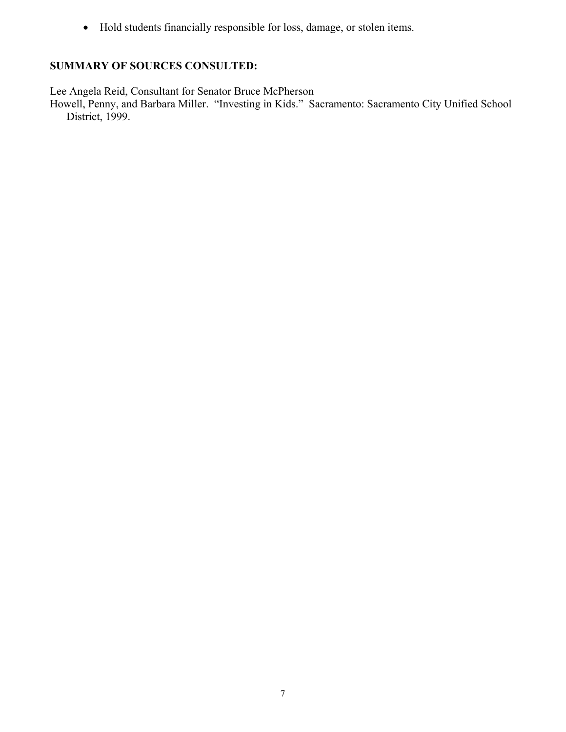- Hold students financially responsible for loss, damage, or stolen items.

**SUMMARY OF SOURCES CONSULTED:**

Lee Angela Reid, Consultant for Senator Bruce McPherson
Howell, Penny, and Barbara Miller. "Investing in Kids." Sacramento: Sacramento City Unified School District, 1999.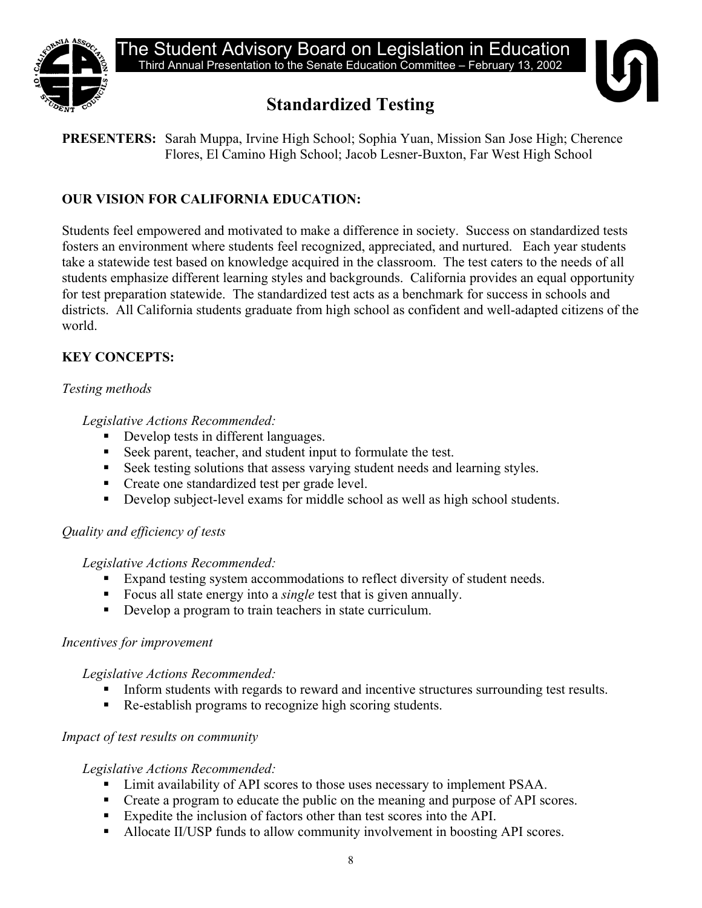# The Student Advisory Board on Legislation in Education

Third Annual Presentation to the Senate Education Committee – February 13, 2002

## Standardized Testing

**PRESENTERS:** Sarah Muppa, Irvine High School; Sophia Yuan, Mission San Jose High; Cherence Flores, El Camino High School; Jacob Lesner-Buxton, Far West High School

**OUR VISION FOR CALIFORNIA EDUCATION:**

Students feel empowered and motivated to make a difference in society. Success on standardized tests fosters an environment where students feel recognized, appreciated, and nurtured. Each year students take a statewide test based on knowledge acquired in the classroom. The test caters to the needs of all students emphasize different learning styles and backgrounds. California provides an equal opportunity for test preparation statewide. The standardized test acts as a benchmark for success in schools and districts. All California students graduate from high school as confident and well-adapted citizens of the world.

**KEY CONCEPTS:**

*Testing methods*

*Legislative Actions Recommended:*

- Develop tests in different languages.
- Seek parent, teacher, and student input to formulate the test.
- Seek testing solutions that assess varying student needs and learning styles.
- Create one standardized test per grade level.
- Develop subject-level exams for middle school as well as high school students.

*Quality and efficiency of tests*

*Legislative Actions Recommended:*

- Expand testing system accommodations to reflect diversity of student needs.
- Focus all state energy into a *single* test that is given annually.
- Develop a program to train teachers in state curriculum.

*Incentives for improvement*

*Legislative Actions Recommended:*

- Inform students with regards to reward and incentive structures surrounding test results.
- Re-establish programs to recognize high scoring students.

*Impact of test results on community*

*Legislative Actions Recommended:*

- Limit availability of API scores to those uses necessary to implement PSAA.
- Create a program to educate the public on the meaning and purpose of API scores.
- Expedite the inclusion of factors other than test scores into the API.
- Allocate II/USP funds to allow community involvement in boosting API scores.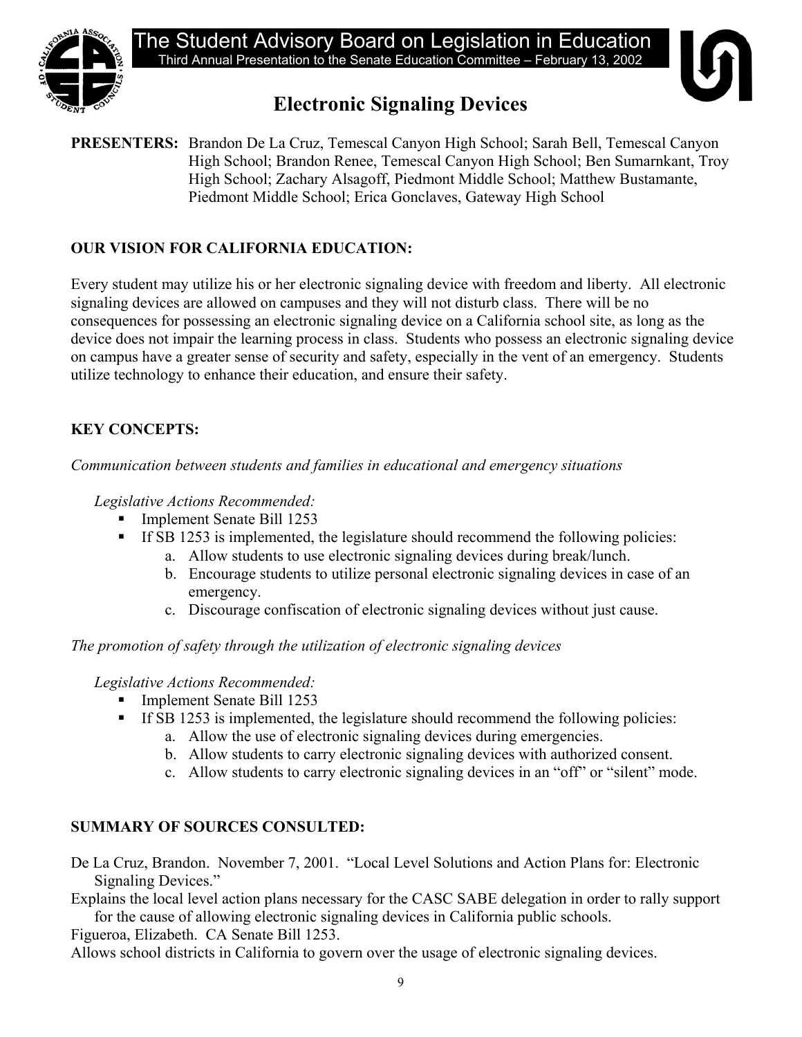The Student Advisory Board on Legislation in Education

Third Annual Presentation to the Senate Education Committee – February 13, 2002

# Electronic Signaling Devices

**PRESENTERS:** Brandon De La Cruz, Temescal Canyon High School; Sarah Bell, Temescal Canyon High School; Brandon Renee, Temescal Canyon High School; Ben Sumarnkant, Troy High School; Zachary Alsagoff, Piedmont Middle School; Matthew Bustamante, Piedmont Middle School; Erica Gonclaves, Gateway High School

## OUR VISION FOR CALIFORNIA EDUCATION:

Every student may utilize his or her electronic signaling device with freedom and liberty. All electronic signaling devices are allowed on campuses and they will not disturb class. There will be no consequences for possessing an electronic signaling device on a California school site, as long as the device does not impair the learning process in class. Students who possess an electronic signaling device on campus have a greater sense of security and safety, especially in the vent of an emergency. Students utilize technology to enhance their education, and ensure their safety.

## KEY CONCEPTS:

*Communication between students and families in educational and emergency situations*

*Legislative Actions Recommended:*

- Implement Senate Bill 1253
- If SB 1253 is implemented, the legislature should recommend the following policies:
    a. Allow students to use electronic signaling devices during break/lunch.
    b. Encourage students to utilize personal electronic signaling devices in case of an emergency.
    c. Discourage confiscation of electronic signaling devices without just cause.

*The promotion of safety through the utilization of electronic signaling devices*

*Legislative Actions Recommended:*

- Implement Senate Bill 1253
- If SB 1253 is implemented, the legislature should recommend the following policies:
    a. Allow the use of electronic signaling devices during emergencies.
    b. Allow students to carry electronic signaling devices with authorized consent.
    c. Allow students to carry electronic signaling devices in an "off" or "silent" mode.

## SUMMARY OF SOURCES CONSULTED:

De La Cruz, Brandon. November 7, 2001. "Local Level Solutions and Action Plans for: Electronic Signaling Devices."

Explains the local level action plans necessary for the CASC SABE delegation in order to rally support for the cause of allowing electronic signaling devices in California public schools.

Figueroa, Elizabeth. CA Senate Bill 1253.

Allows school districts in California to govern over the usage of electronic signaling devices.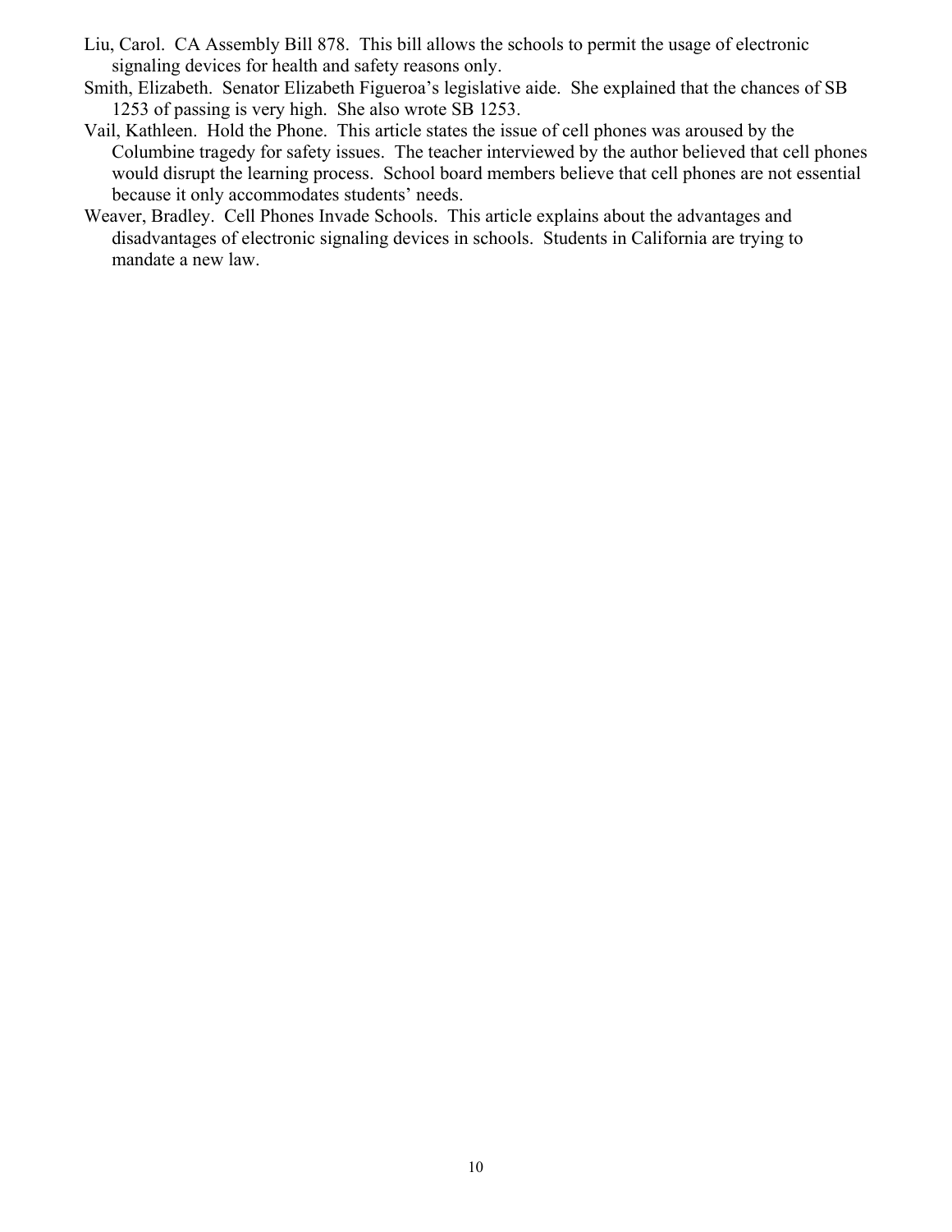Liu, Carol. CA Assembly Bill 878. This bill allows the schools to permit the usage of electronic signaling devices for health and safety reasons only.

Smith, Elizabeth. Senator Elizabeth Figueroa's legislative aide. She explained that the chances of SB 1253 of passing is very high. She also wrote SB 1253.

Vail, Kathleen. Hold the Phone. This article states the issue of cell phones was aroused by the Columbine tragedy for safety issues. The teacher interviewed by the author believed that cell phones would disrupt the learning process. School board members believe that cell phones are not essential because it only accommodates students' needs.

Weaver, Bradley. Cell Phones Invade Schools. This article explains about the advantages and disadvantages of electronic signaling devices in schools. Students in California are trying to mandate a new law.